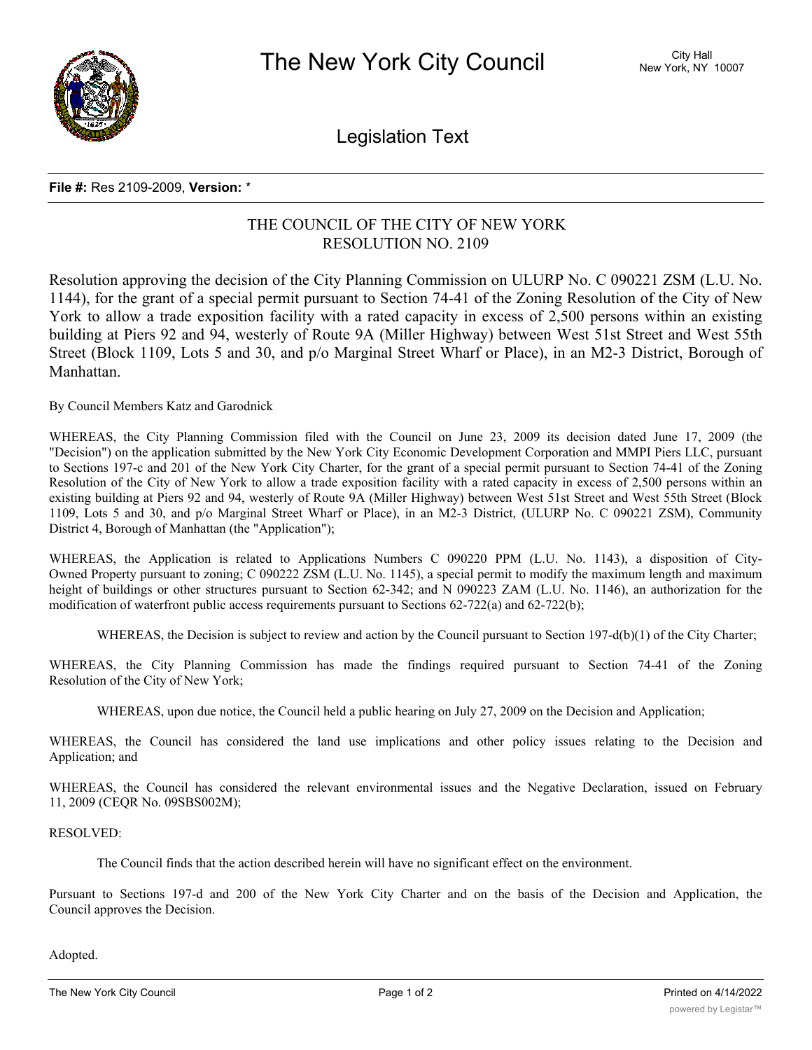# The New York City Council

City Hall
New York, NY 10007

## Legislation Text

**File #:** Res 2109-2009, **Version:** *

THE COUNCIL OF THE CITY OF NEW YORK
RESOLUTION NO. 2109

Resolution approving the decision of the City Planning Commission on ULURP No. C 090221 ZSM (L.U. No. 1144), for the grant of a special permit pursuant to Section 74-41 of the Zoning Resolution of the City of New York to allow a trade exposition facility with a rated capacity in excess of 2,500 persons within an existing building at Piers 92 and 94, westerly of Route 9A (Miller Highway) between West 51st Street and West 55th Street (Block 1109, Lots 5 and 30, and p/o Marginal Street Wharf or Place), in an M2-3 District, Borough of Manhattan.

By Council Members Katz and Garodnick

WHEREAS, the City Planning Commission filed with the Council on June 23, 2009 its decision dated June 17, 2009 (the "Decision") on the application submitted by the New York City Economic Development Corporation and MMPI Piers LLC, pursuant to Sections 197-c and 201 of the New York City Charter, for the grant of a special permit pursuant to Section 74-41 of the Zoning Resolution of the City of New York to allow a trade exposition facility with a rated capacity in excess of 2,500 persons within an existing building at Piers 92 and 94, westerly of Route 9A (Miller Highway) between West 51st Street and West 55th Street (Block 1109, Lots 5 and 30, and p/o Marginal Street Wharf or Place), in an M2-3 District, (ULURP No. C 090221 ZSM), Community District 4, Borough of Manhattan (the "Application");

WHEREAS, the Application is related to Applications Numbers C 090220 PPM (L.U. No. 1143), a disposition of City-Owned Property pursuant to zoning; C 090222 ZSM (L.U. No. 1145), a special permit to modify the maximum length and maximum height of buildings or other structures pursuant to Section 62-342; and N 090223 ZAM (L.U. No. 1146), an authorization for the modification of waterfront public access requirements pursuant to Sections 62-722(a) and 62-722(b);

WHEREAS, the Decision is subject to review and action by the Council pursuant to Section 197-d(b)(1) of the City Charter;

WHEREAS, the City Planning Commission has made the findings required pursuant to Section 74-41 of the Zoning Resolution of the City of New York;

WHEREAS, upon due notice, the Council held a public hearing on July 27, 2009 on the Decision and Application;

WHEREAS, the Council has considered the land use implications and other policy issues relating to the Decision and Application; and

WHEREAS, the Council has considered the relevant environmental issues and the Negative Declaration, issued on February 11, 2009 (CEQR No. 09SBS002M);

RESOLVED:

The Council finds that the action described herein will have no significant effect on the environment.

Pursuant to Sections 197-d and 200 of the New York City Charter and on the basis of the Decision and Application, the Council approves the Decision.

Adopted.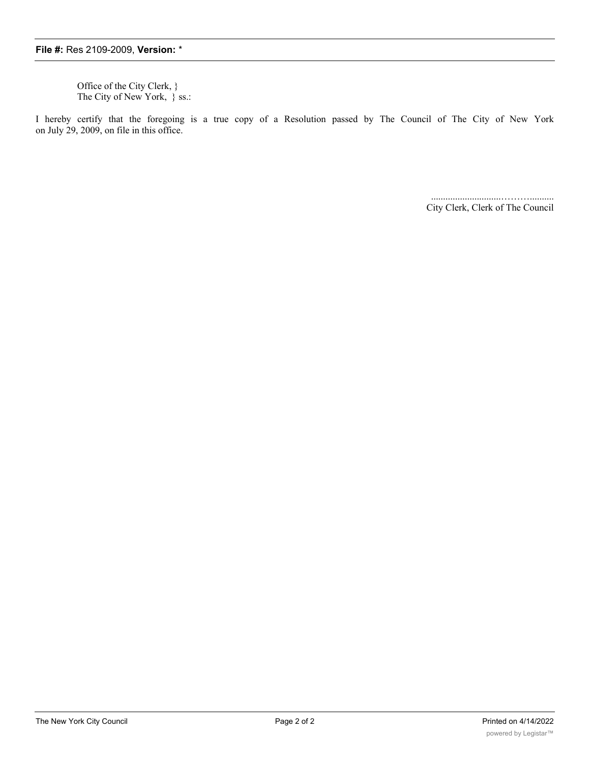Office of the City Clerk, }
The City of New York, } ss.:

I hereby certify that the foregoing is a true copy of a Resolution passed by The Council of The City of New York on July 29, 2009, on file in this office.

..............................……….........
City Clerk, Clerk of The Council